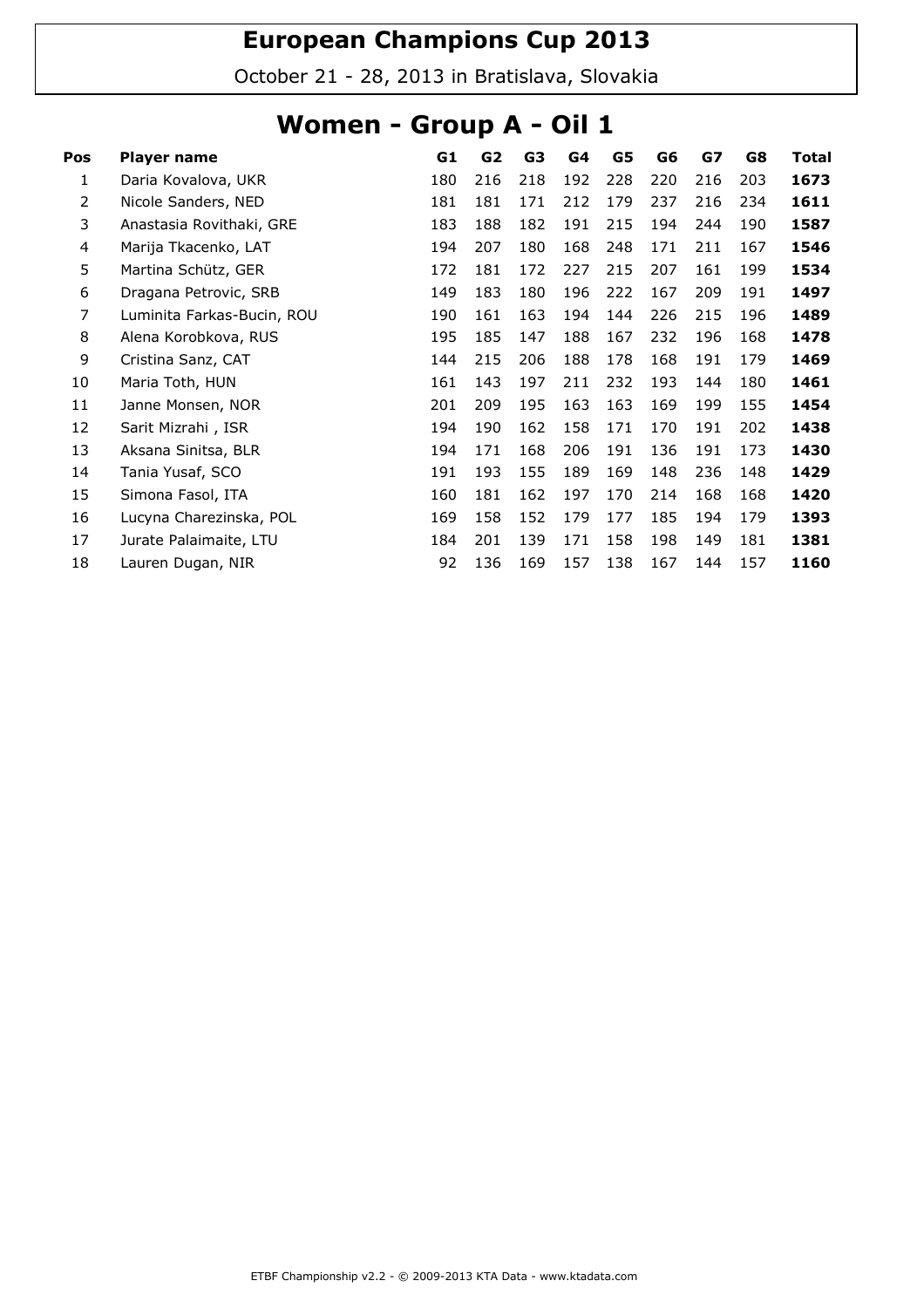# European Champions Cup 2013

October 21 - 28, 2013 in Bratislava, Slovakia

## Women - Group A - Oil 1

| Pos | Player name | G1 | G2 | G3 | G4 | G5 | G6 | G7 | G8 | Total |
|---|---|---|---|---|---|---|---|---|---|---|
| 1 | Daria Kovalova, UKR | 180 | 216 | 218 | 192 | 228 | 220 | 216 | 203 | **1673** |
| 2 | Nicole Sanders, NED | 181 | 181 | 171 | 212 | 179 | 237 | 216 | 234 | **1611** |
| 3 | Anastasia Rovithaki, GRE | 183 | 188 | 182 | 191 | 215 | 194 | 244 | 190 | **1587** |
| 4 | Marija Tkacenko, LAT | 194 | 207 | 180 | 168 | 248 | 171 | 211 | 167 | **1546** |
| 5 | Martina Schütz, GER | 172 | 181 | 172 | 227 | 215 | 207 | 161 | 199 | **1534** |
| 6 | Dragana Petrovic, SRB | 149 | 183 | 180 | 196 | 222 | 167 | 209 | 191 | **1497** |
| 7 | Luminita Farkas-Bucin, ROU | 190 | 161 | 163 | 194 | 144 | 226 | 215 | 196 | **1489** |
| 8 | Alena Korobkova, RUS | 195 | 185 | 147 | 188 | 167 | 232 | 196 | 168 | **1478** |
| 9 | Cristina Sanz, CAT | 144 | 215 | 206 | 188 | 178 | 168 | 191 | 179 | **1469** |
| 10 | Maria Toth, HUN | 161 | 143 | 197 | 211 | 232 | 193 | 144 | 180 | **1461** |
| 11 | Janne Monsen, NOR | 201 | 209 | 195 | 163 | 163 | 169 | 199 | 155 | **1454** |
| 12 | Sarit Mizrahi , ISR | 194 | 190 | 162 | 158 | 171 | 170 | 191 | 202 | **1438** |
| 13 | Aksana Sinitsa, BLR | 194 | 171 | 168 | 206 | 191 | 136 | 191 | 173 | **1430** |
| 14 | Tania Yusaf, SCO | 191 | 193 | 155 | 189 | 169 | 148 | 236 | 148 | **1429** |
| 15 | Simona Fasol, ITA | 160 | 181 | 162 | 197 | 170 | 214 | 168 | 168 | **1420** |
| 16 | Lucyna Charezinska, POL | 169 | 158 | 152 | 179 | 177 | 185 | 194 | 179 | **1393** |
| 17 | Jurate Palaimaite, LTU | 184 | 201 | 139 | 171 | 158 | 198 | 149 | 181 | **1381** |
| 18 | Lauren Dugan, NIR | 92 | 136 | 169 | 157 | 138 | 167 | 144 | 157 | **1160** |

ETBF Championship v2.2 - © 2009-2013 KTA Data - www.ktadata.com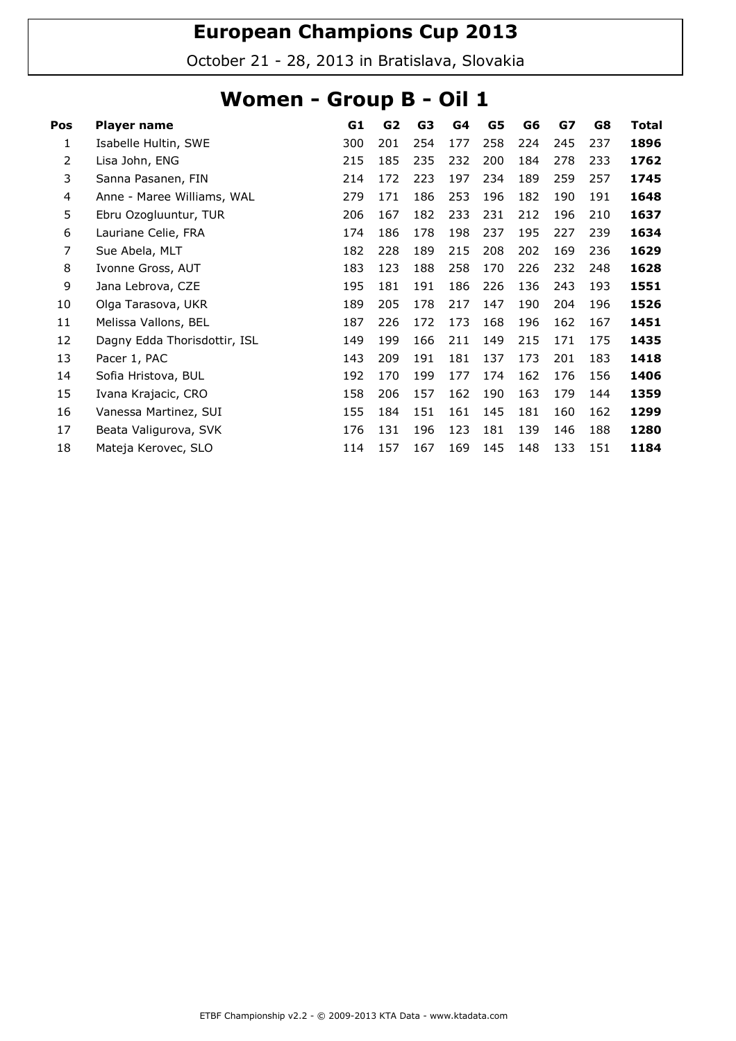# European Champions Cup 2013

October 21 - 28, 2013 in Bratislava, Slovakia

## Women - Group B - Oil 1

| Pos | Player name | G1 | G2 | G3 | G4 | G5 | G6 | G7 | G8 | Total |
|---|---|---|---|---|---|---|---|---|---|---|
| 1 | Isabelle Hultin, SWE | 300 | 201 | 254 | 177 | 258 | 224 | 245 | 237 | **1896** |
| 2 | Lisa John, ENG | 215 | 185 | 235 | 232 | 200 | 184 | 278 | 233 | **1762** |
| 3 | Sanna Pasanen, FIN | 214 | 172 | 223 | 197 | 234 | 189 | 259 | 257 | **1745** |
| 4 | Anne - Maree Williams, WAL | 279 | 171 | 186 | 253 | 196 | 182 | 190 | 191 | **1648** |
| 5 | Ebru Ozogluuntur, TUR | 206 | 167 | 182 | 233 | 231 | 212 | 196 | 210 | **1637** |
| 6 | Lauriane Celie, FRA | 174 | 186 | 178 | 198 | 237 | 195 | 227 | 239 | **1634** |
| 7 | Sue Abela, MLT | 182 | 228 | 189 | 215 | 208 | 202 | 169 | 236 | **1629** |
| 8 | Ivonne Gross, AUT | 183 | 123 | 188 | 258 | 170 | 226 | 232 | 248 | **1628** |
| 9 | Jana Lebrova, CZE | 195 | 181 | 191 | 186 | 226 | 136 | 243 | 193 | **1551** |
| 10 | Olga Tarasova, UKR | 189 | 205 | 178 | 217 | 147 | 190 | 204 | 196 | **1526** |
| 11 | Melissa Vallons, BEL | 187 | 226 | 172 | 173 | 168 | 196 | 162 | 167 | **1451** |
| 12 | Dagny Edda Thorisdottir, ISL | 149 | 199 | 166 | 211 | 149 | 215 | 171 | 175 | **1435** |
| 13 | Pacer 1, PAC | 143 | 209 | 191 | 181 | 137 | 173 | 201 | 183 | **1418** |
| 14 | Sofia Hristova, BUL | 192 | 170 | 199 | 177 | 174 | 162 | 176 | 156 | **1406** |
| 15 | Ivana Krajacic, CRO | 158 | 206 | 157 | 162 | 190 | 163 | 179 | 144 | **1359** |
| 16 | Vanessa Martinez, SUI | 155 | 184 | 151 | 161 | 145 | 181 | 160 | 162 | **1299** |
| 17 | Beata Valigurova, SVK | 176 | 131 | 196 | 123 | 181 | 139 | 146 | 188 | **1280** |
| 18 | Mateja Kerovec, SLO | 114 | 157 | 167 | 169 | 145 | 148 | 133 | 151 | **1184** |

ETBF Championship v2.2 - © 2009-2013 KTA Data - www.ktadata.com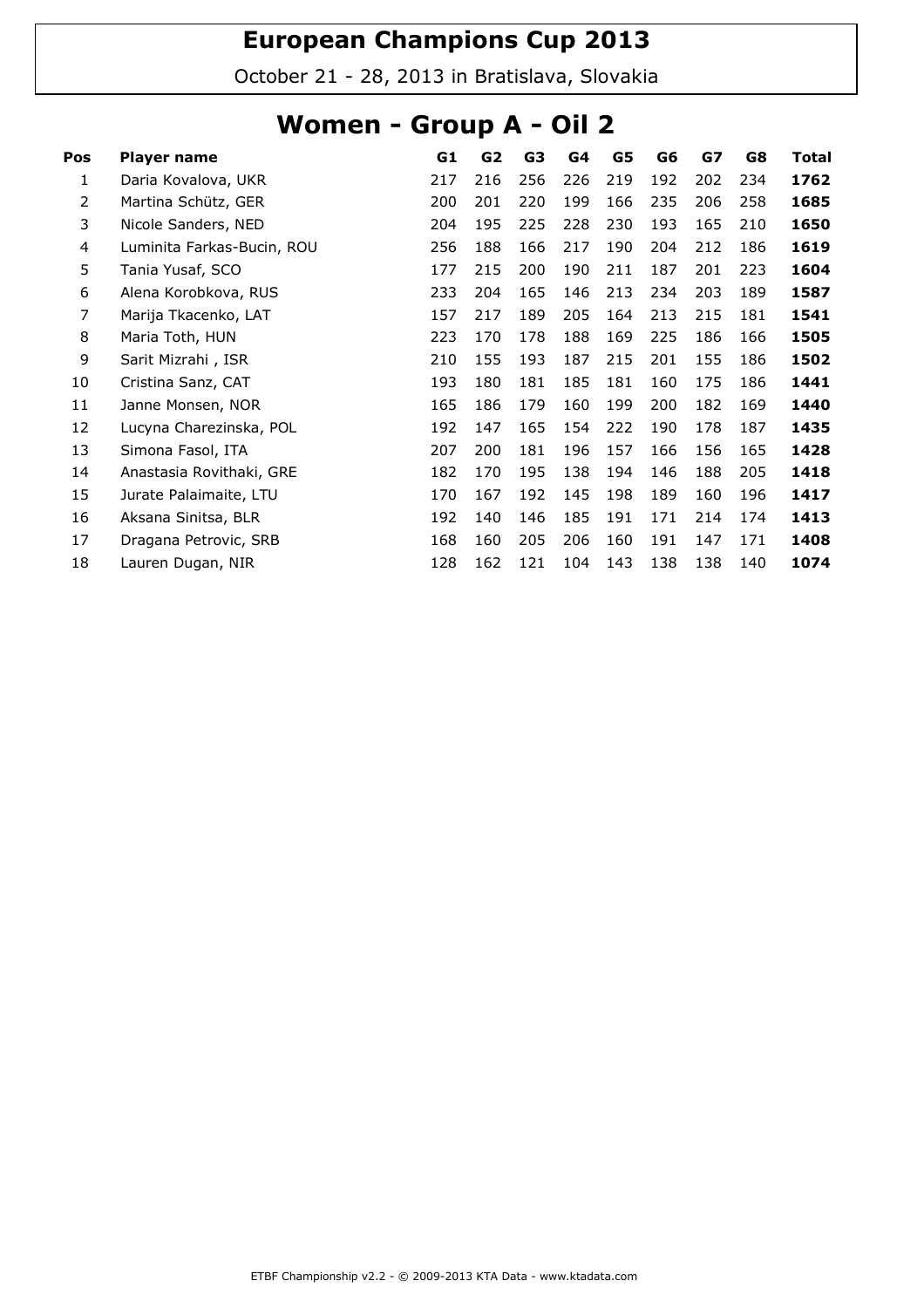# European Champions Cup 2013

October 21 - 28, 2013 in Bratislava, Slovakia

## Women - Group A - Oil 2

| Pos | Player name | G1 | G2 | G3 | G4 | G5 | G6 | G7 | G8 | Total |
|---|---|---|---|---|---|---|---|---|---|---|
| 1 | Daria Kovalova, UKR | 217 | 216 | 256 | 226 | 219 | 192 | 202 | 234 | **1762** |
| 2 | Martina Schütz, GER | 200 | 201 | 220 | 199 | 166 | 235 | 206 | 258 | **1685** |
| 3 | Nicole Sanders, NED | 204 | 195 | 225 | 228 | 230 | 193 | 165 | 210 | **1650** |
| 4 | Luminita Farkas-Bucin, ROU | 256 | 188 | 166 | 217 | 190 | 204 | 212 | 186 | **1619** |
| 5 | Tania Yusaf, SCO | 177 | 215 | 200 | 190 | 211 | 187 | 201 | 223 | **1604** |
| 6 | Alena Korobkova, RUS | 233 | 204 | 165 | 146 | 213 | 234 | 203 | 189 | **1587** |
| 7 | Marija Tkacenko, LAT | 157 | 217 | 189 | 205 | 164 | 213 | 215 | 181 | **1541** |
| 8 | Maria Toth, HUN | 223 | 170 | 178 | 188 | 169 | 225 | 186 | 166 | **1505** |
| 9 | Sarit Mizrahi , ISR | 210 | 155 | 193 | 187 | 215 | 201 | 155 | 186 | **1502** |
| 10 | Cristina Sanz, CAT | 193 | 180 | 181 | 185 | 181 | 160 | 175 | 186 | **1441** |
| 11 | Janne Monsen, NOR | 165 | 186 | 179 | 160 | 199 | 200 | 182 | 169 | **1440** |
| 12 | Lucyna Charezinska, POL | 192 | 147 | 165 | 154 | 222 | 190 | 178 | 187 | **1435** |
| 13 | Simona Fasol, ITA | 207 | 200 | 181 | 196 | 157 | 166 | 156 | 165 | **1428** |
| 14 | Anastasia Rovithaki, GRE | 182 | 170 | 195 | 138 | 194 | 146 | 188 | 205 | **1418** |
| 15 | Jurate Palaimaite, LTU | 170 | 167 | 192 | 145 | 198 | 189 | 160 | 196 | **1417** |
| 16 | Aksana Sinitsa, BLR | 192 | 140 | 146 | 185 | 191 | 171 | 214 | 174 | **1413** |
| 17 | Dragana Petrovic, SRB | 168 | 160 | 205 | 206 | 160 | 191 | 147 | 171 | **1408** |
| 18 | Lauren Dugan, NIR | 128 | 162 | 121 | 104 | 143 | 138 | 138 | 140 | **1074** |

ETBF Championship v2.2 - © 2009-2013 KTA Data - www.ktadata.com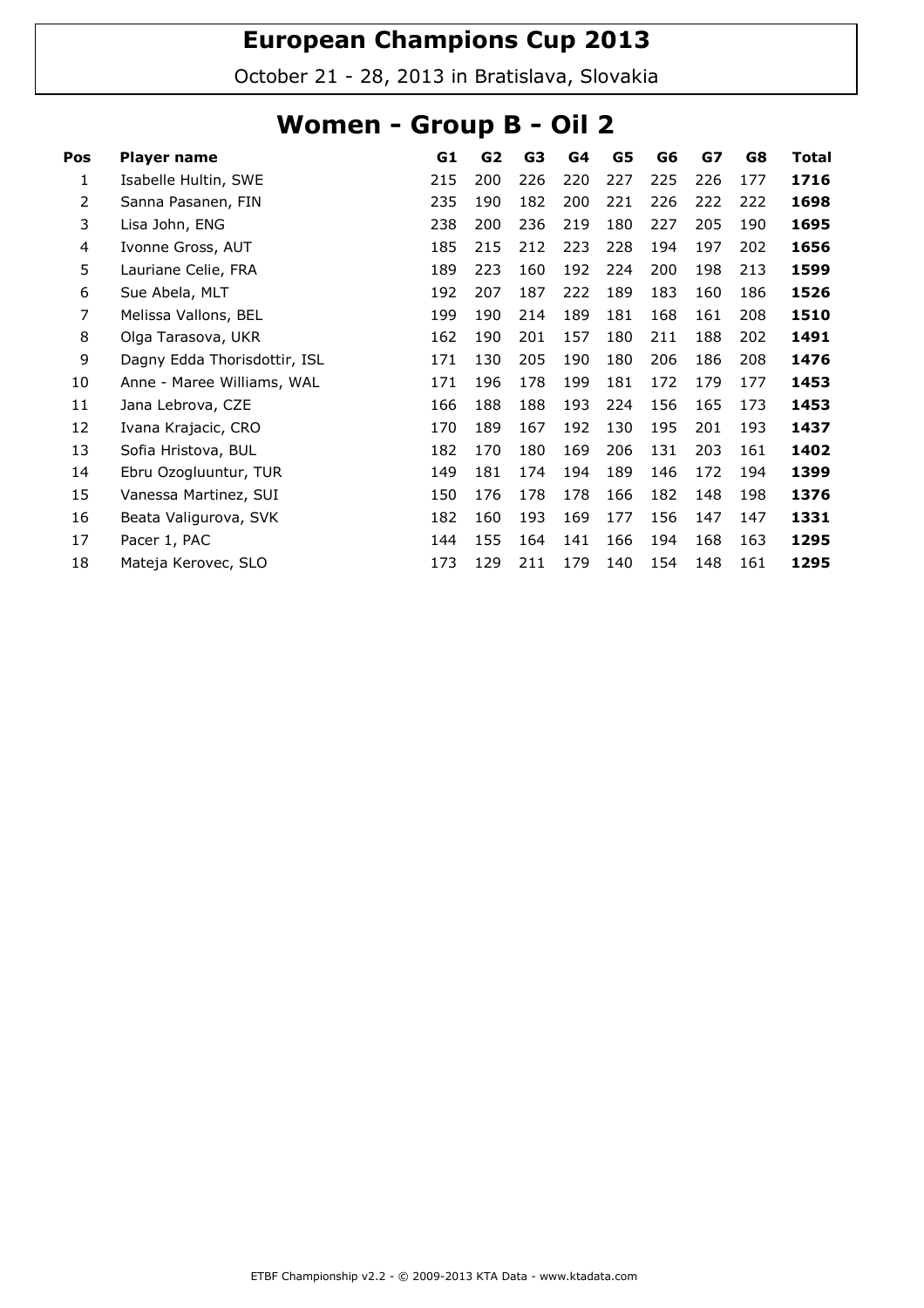# European Champions Cup 2013

October 21 - 28, 2013 in Bratislava, Slovakia

## Women - Group B - Oil 2

| Pos | Player name | G1 | G2 | G3 | G4 | G5 | G6 | G7 | G8 | Total |
|---|---|---|---|---|---|---|---|---|---|---|
| 1 | Isabelle Hultin, SWE | 215 | 200 | 226 | 220 | 227 | 225 | 226 | 177 | **1716** |
| 2 | Sanna Pasanen, FIN | 235 | 190 | 182 | 200 | 221 | 226 | 222 | 222 | **1698** |
| 3 | Lisa John, ENG | 238 | 200 | 236 | 219 | 180 | 227 | 205 | 190 | **1695** |
| 4 | Ivonne Gross, AUT | 185 | 215 | 212 | 223 | 228 | 194 | 197 | 202 | **1656** |
| 5 | Lauriane Celie, FRA | 189 | 223 | 160 | 192 | 224 | 200 | 198 | 213 | **1599** |
| 6 | Sue Abela, MLT | 192 | 207 | 187 | 222 | 189 | 183 | 160 | 186 | **1526** |
| 7 | Melissa Vallons, BEL | 199 | 190 | 214 | 189 | 181 | 168 | 161 | 208 | **1510** |
| 8 | Olga Tarasova, UKR | 162 | 190 | 201 | 157 | 180 | 211 | 188 | 202 | **1491** |
| 9 | Dagny Edda Thorisdottir, ISL | 171 | 130 | 205 | 190 | 180 | 206 | 186 | 208 | **1476** |
| 10 | Anne - Maree Williams, WAL | 171 | 196 | 178 | 199 | 181 | 172 | 179 | 177 | **1453** |
| 11 | Jana Lebrova, CZE | 166 | 188 | 188 | 193 | 224 | 156 | 165 | 173 | **1453** |
| 12 | Ivana Krajacic, CRO | 170 | 189 | 167 | 192 | 130 | 195 | 201 | 193 | **1437** |
| 13 | Sofia Hristova, BUL | 182 | 170 | 180 | 169 | 206 | 131 | 203 | 161 | **1402** |
| 14 | Ebru Ozogluuntur, TUR | 149 | 181 | 174 | 194 | 189 | 146 | 172 | 194 | **1399** |
| 15 | Vanessa Martinez, SUI | 150 | 176 | 178 | 178 | 166 | 182 | 148 | 198 | **1376** |
| 16 | Beata Valigurova, SVK | 182 | 160 | 193 | 169 | 177 | 156 | 147 | 147 | **1331** |
| 17 | Pacer 1, PAC | 144 | 155 | 164 | 141 | 166 | 194 | 168 | 163 | **1295** |
| 18 | Mateja Kerovec, SLO | 173 | 129 | 211 | 179 | 140 | 154 | 148 | 161 | **1295** |

ETBF Championship v2.2 - © 2009-2013 KTA Data - www.ktadata.com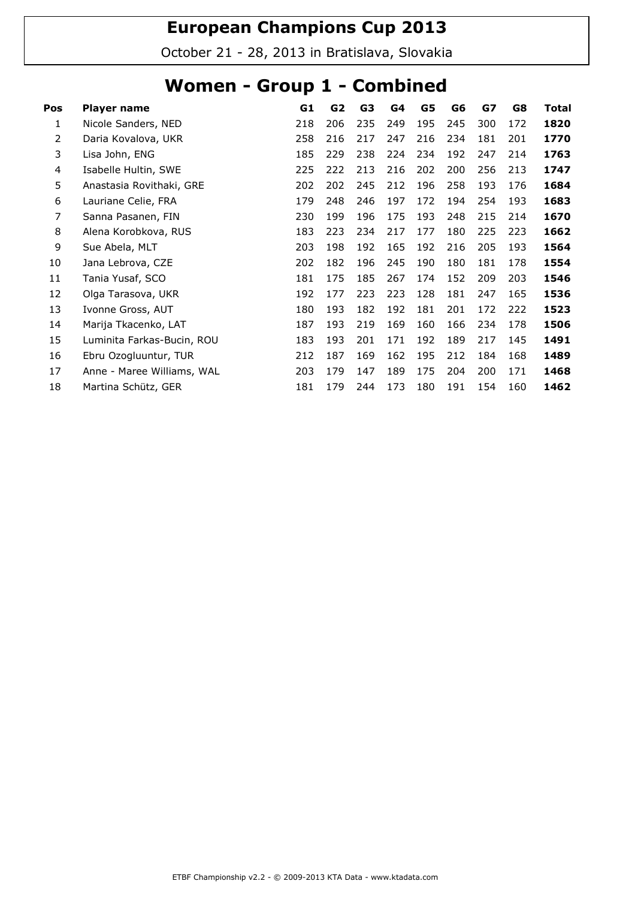# European Champions Cup 2013

October 21 - 28, 2013 in Bratislava, Slovakia

## Women - Group 1 - Combined

| Pos | Player name | G1 | G2 | G3 | G4 | G5 | G6 | G7 | G8 | Total |
|---|---|---|---|---|---|---|---|---|---|---|
| 1 | Nicole Sanders, NED | 218 | 206 | 235 | 249 | 195 | 245 | 300 | 172 | **1820** |
| 2 | Daria Kovalova, UKR | 258 | 216 | 217 | 247 | 216 | 234 | 181 | 201 | **1770** |
| 3 | Lisa John, ENG | 185 | 229 | 238 | 224 | 234 | 192 | 247 | 214 | **1763** |
| 4 | Isabelle Hultin, SWE | 225 | 222 | 213 | 216 | 202 | 200 | 256 | 213 | **1747** |
| 5 | Anastasia Rovithaki, GRE | 202 | 202 | 245 | 212 | 196 | 258 | 193 | 176 | **1684** |
| 6 | Lauriane Celie, FRA | 179 | 248 | 246 | 197 | 172 | 194 | 254 | 193 | **1683** |
| 7 | Sanna Pasanen, FIN | 230 | 199 | 196 | 175 | 193 | 248 | 215 | 214 | **1670** |
| 8 | Alena Korobkova, RUS | 183 | 223 | 234 | 217 | 177 | 180 | 225 | 223 | **1662** |
| 9 | Sue Abela, MLT | 203 | 198 | 192 | 165 | 192 | 216 | 205 | 193 | **1564** |
| 10 | Jana Lebrova, CZE | 202 | 182 | 196 | 245 | 190 | 180 | 181 | 178 | **1554** |
| 11 | Tania Yusaf, SCO | 181 | 175 | 185 | 267 | 174 | 152 | 209 | 203 | **1546** |
| 12 | Olga Tarasova, UKR | 192 | 177 | 223 | 223 | 128 | 181 | 247 | 165 | **1536** |
| 13 | Ivonne Gross, AUT | 180 | 193 | 182 | 192 | 181 | 201 | 172 | 222 | **1523** |
| 14 | Marija Tkacenko, LAT | 187 | 193 | 219 | 169 | 160 | 166 | 234 | 178 | **1506** |
| 15 | Luminita Farkas-Bucin, ROU | 183 | 193 | 201 | 171 | 192 | 189 | 217 | 145 | **1491** |
| 16 | Ebru Ozogluuntur, TUR | 212 | 187 | 169 | 162 | 195 | 212 | 184 | 168 | **1489** |
| 17 | Anne - Maree Williams, WAL | 203 | 179 | 147 | 189 | 175 | 204 | 200 | 171 | **1468** |
| 18 | Martina Schütz, GER | 181 | 179 | 244 | 173 | 180 | 191 | 154 | 160 | **1462** |

ETBF Championship v2.2 - © 2009-2013 KTA Data - www.ktadata.com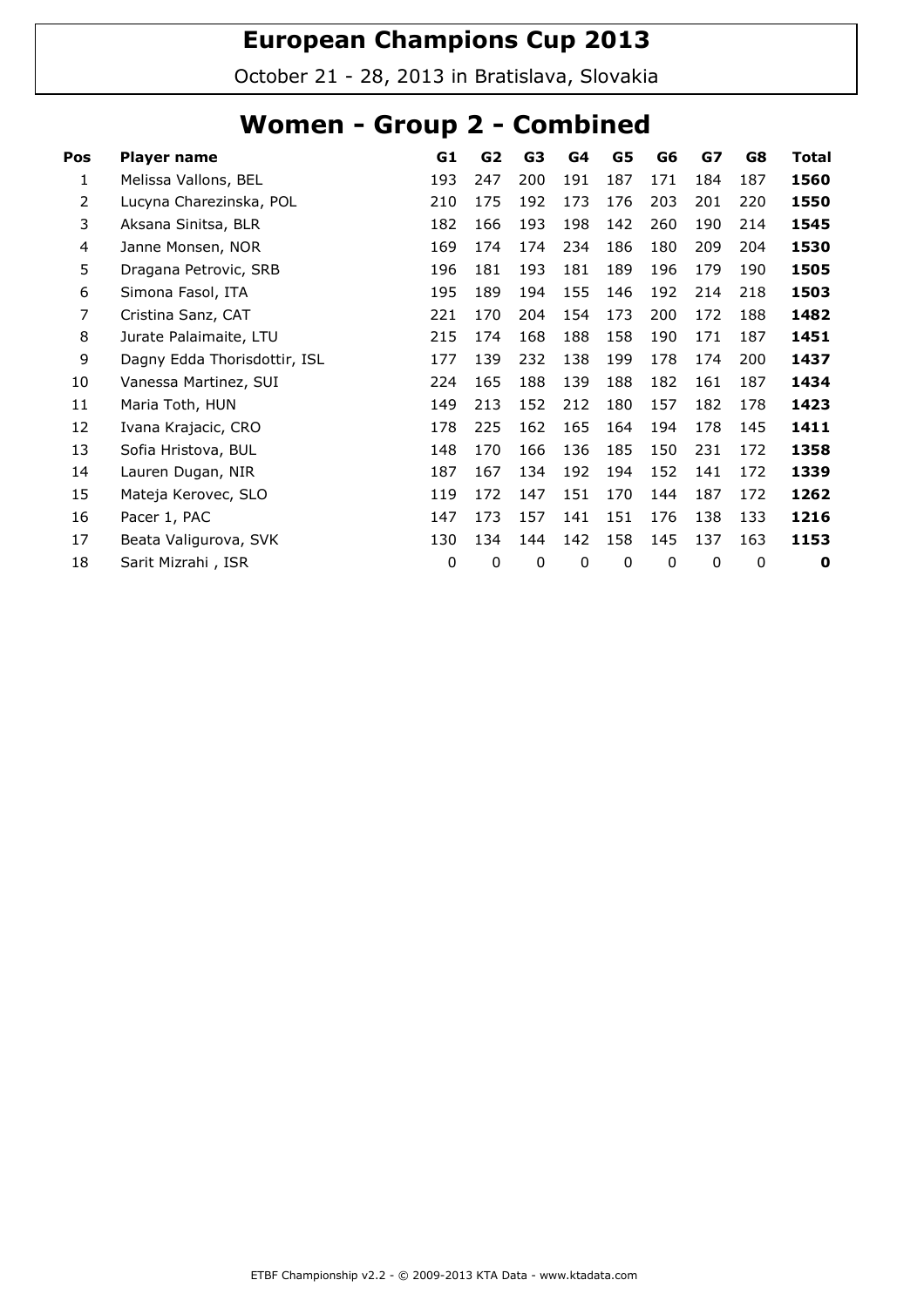# European Champions Cup 2013

October 21 - 28, 2013 in Bratislava, Slovakia

## Women - Group 2 - Combined

| Pos | Player name | G1 | G2 | G3 | G4 | G5 | G6 | G7 | G8 | Total |
|---|---|---|---|---|---|---|---|---|---|---|
| 1 | Melissa Vallons, BEL | 193 | 247 | 200 | 191 | 187 | 171 | 184 | 187 | **1560** |
| 2 | Lucyna Charezinska, POL | 210 | 175 | 192 | 173 | 176 | 203 | 201 | 220 | **1550** |
| 3 | Aksana Sinitsa, BLR | 182 | 166 | 193 | 198 | 142 | 260 | 190 | 214 | **1545** |
| 4 | Janne Monsen, NOR | 169 | 174 | 174 | 234 | 186 | 180 | 209 | 204 | **1530** |
| 5 | Dragana Petrovic, SRB | 196 | 181 | 193 | 181 | 189 | 196 | 179 | 190 | **1505** |
| 6 | Simona Fasol, ITA | 195 | 189 | 194 | 155 | 146 | 192 | 214 | 218 | **1503** |
| 7 | Cristina Sanz, CAT | 221 | 170 | 204 | 154 | 173 | 200 | 172 | 188 | **1482** |
| 8 | Jurate Palaimaite, LTU | 215 | 174 | 168 | 188 | 158 | 190 | 171 | 187 | **1451** |
| 9 | Dagny Edda Thorisdottir, ISL | 177 | 139 | 232 | 138 | 199 | 178 | 174 | 200 | **1437** |
| 10 | Vanessa Martinez, SUI | 224 | 165 | 188 | 139 | 188 | 182 | 161 | 187 | **1434** |
| 11 | Maria Toth, HUN | 149 | 213 | 152 | 212 | 180 | 157 | 182 | 178 | **1423** |
| 12 | Ivana Krajacic, CRO | 178 | 225 | 162 | 165 | 164 | 194 | 178 | 145 | **1411** |
| 13 | Sofia Hristova, BUL | 148 | 170 | 166 | 136 | 185 | 150 | 231 | 172 | **1358** |
| 14 | Lauren Dugan, NIR | 187 | 167 | 134 | 192 | 194 | 152 | 141 | 172 | **1339** |
| 15 | Mateja Kerovec, SLO | 119 | 172 | 147 | 151 | 170 | 144 | 187 | 172 | **1262** |
| 16 | Pacer 1, PAC | 147 | 173 | 157 | 141 | 151 | 176 | 138 | 133 | **1216** |
| 17 | Beata Valigurova, SVK | 130 | 134 | 144 | 142 | 158 | 145 | 137 | 163 | **1153** |
| 18 | Sarit Mizrahi , ISR | 0 | 0 | 0 | 0 | 0 | 0 | 0 | 0 | **0** |

ETBF Championship v2.2 - © 2009-2013 KTA Data - www.ktadata.com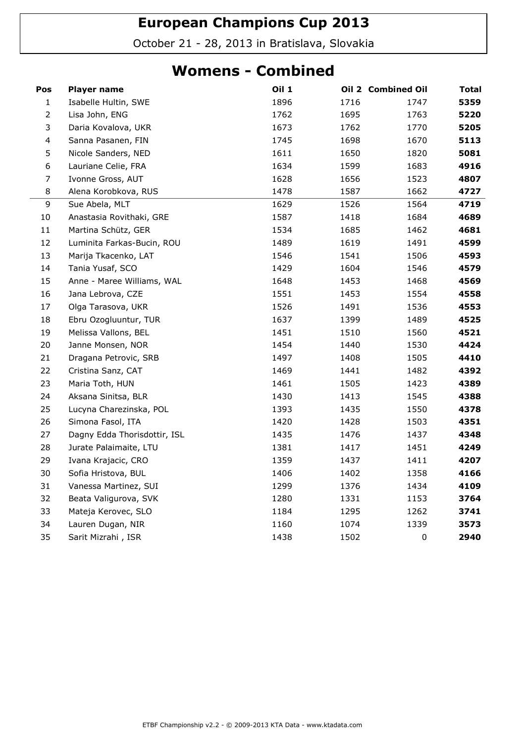# European Champions Cup 2013

October 21 - 28, 2013 in Bratislava, Slovakia

## Womens - Combined

| Pos | Player name | Oil 1 | Oil 2 | Combined Oil | Total |
|---|---|---|---|---|---|
| 1 | Isabelle Hultin, SWE | 1896 | 1716 | 1747 | **5359** |
| 2 | Lisa John, ENG | 1762 | 1695 | 1763 | **5220** |
| 3 | Daria Kovalova, UKR | 1673 | 1762 | 1770 | **5205** |
| 4 | Sanna Pasanen, FIN | 1745 | 1698 | 1670 | **5113** |
| 5 | Nicole Sanders, NED | 1611 | 1650 | 1820 | **5081** |
| 6 | Lauriane Celie, FRA | 1634 | 1599 | 1683 | **4916** |
| 7 | Ivonne Gross, AUT | 1628 | 1656 | 1523 | **4807** |
| 8 | Alena Korobkova, RUS | 1478 | 1587 | 1662 | **4727** |
| 9 | Sue Abela, MLT | 1629 | 1526 | 1564 | **4719** |
| 10 | Anastasia Rovithaki, GRE | 1587 | 1418 | 1684 | **4689** |
| 11 | Martina Schütz, GER | 1534 | 1685 | 1462 | **4681** |
| 12 | Luminita Farkas-Bucin, ROU | 1489 | 1619 | 1491 | **4599** |
| 13 | Marija Tkacenko, LAT | 1546 | 1541 | 1506 | **4593** |
| 14 | Tania Yusaf, SCO | 1429 | 1604 | 1546 | **4579** |
| 15 | Anne - Maree Williams, WAL | 1648 | 1453 | 1468 | **4569** |
| 16 | Jana Lebrova, CZE | 1551 | 1453 | 1554 | **4558** |
| 17 | Olga Tarasova, UKR | 1526 | 1491 | 1536 | **4553** |
| 18 | Ebru Ozogluuntur, TUR | 1637 | 1399 | 1489 | **4525** |
| 19 | Melissa Vallons, BEL | 1451 | 1510 | 1560 | **4521** |
| 20 | Janne Monsen, NOR | 1454 | 1440 | 1530 | **4424** |
| 21 | Dragana Petrovic, SRB | 1497 | 1408 | 1505 | **4410** |
| 22 | Cristina Sanz, CAT | 1469 | 1441 | 1482 | **4392** |
| 23 | Maria Toth, HUN | 1461 | 1505 | 1423 | **4389** |
| 24 | Aksana Sinitsa, BLR | 1430 | 1413 | 1545 | **4388** |
| 25 | Lucyna Charezinska, POL | 1393 | 1435 | 1550 | **4378** |
| 26 | Simona Fasol, ITA | 1420 | 1428 | 1503 | **4351** |
| 27 | Dagny Edda Thorisdottir, ISL | 1435 | 1476 | 1437 | **4348** |
| 28 | Jurate Palaimaite, LTU | 1381 | 1417 | 1451 | **4249** |
| 29 | Ivana Krajacic, CRO | 1359 | 1437 | 1411 | **4207** |
| 30 | Sofia Hristova, BUL | 1406 | 1402 | 1358 | **4166** |
| 31 | Vanessa Martinez, SUI | 1299 | 1376 | 1434 | **4109** |
| 32 | Beata Valigurova, SVK | 1280 | 1331 | 1153 | **3764** |
| 33 | Mateja Kerovec, SLO | 1184 | 1295 | 1262 | **3741** |
| 34 | Lauren Dugan, NIR | 1160 | 1074 | 1339 | **3573** |
| 35 | Sarit Mizrahi , ISR | 1438 | 1502 | 0 | **2940** |

ETBF Championship v2.2 - © 2009-2013 KTA Data - www.ktadata.com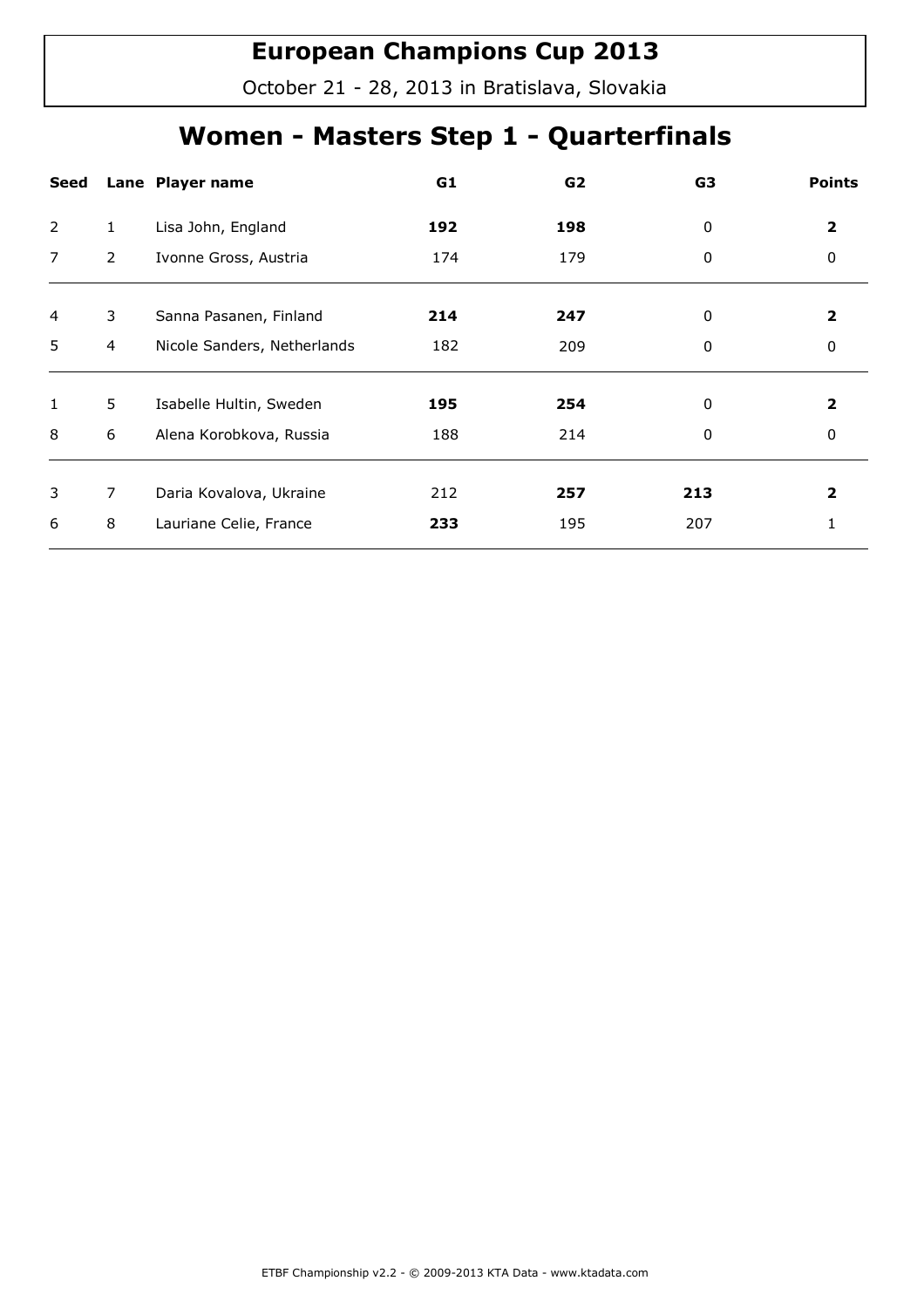# European Champions Cup 2013

October 21 - 28, 2013 in Bratislava, Slovakia

## Women - Masters Step 1 - Quarterfinals

| Seed | Lane | Player name | G1 | G2 | G3 | Points |
|---|---|---|---|---|---|---|
| 2 | 1 | Lisa John, England | **192** | **198** | 0 | **2** |
| 7 | 2 | Ivonne Gross, Austria | 174 | 179 | 0 | 0 |
| 4 | 3 | Sanna Pasanen, Finland | **214** | **247** | 0 | **2** |
| 5 | 4 | Nicole Sanders, Netherlands | 182 | 209 | 0 | 0 |
| 1 | 5 | Isabelle Hultin, Sweden | **195** | **254** | 0 | **2** |
| 8 | 6 | Alena Korobkova, Russia | 188 | 214 | 0 | 0 |
| 3 | 7 | Daria Kovalova, Ukraine | 212 | **257** | **213** | **2** |
| 6 | 8 | Lauriane Celie, France | **233** | 195 | 207 | 1 |

ETBF Championship v2.2 - © 2009-2013 KTA Data - www.ktadata.com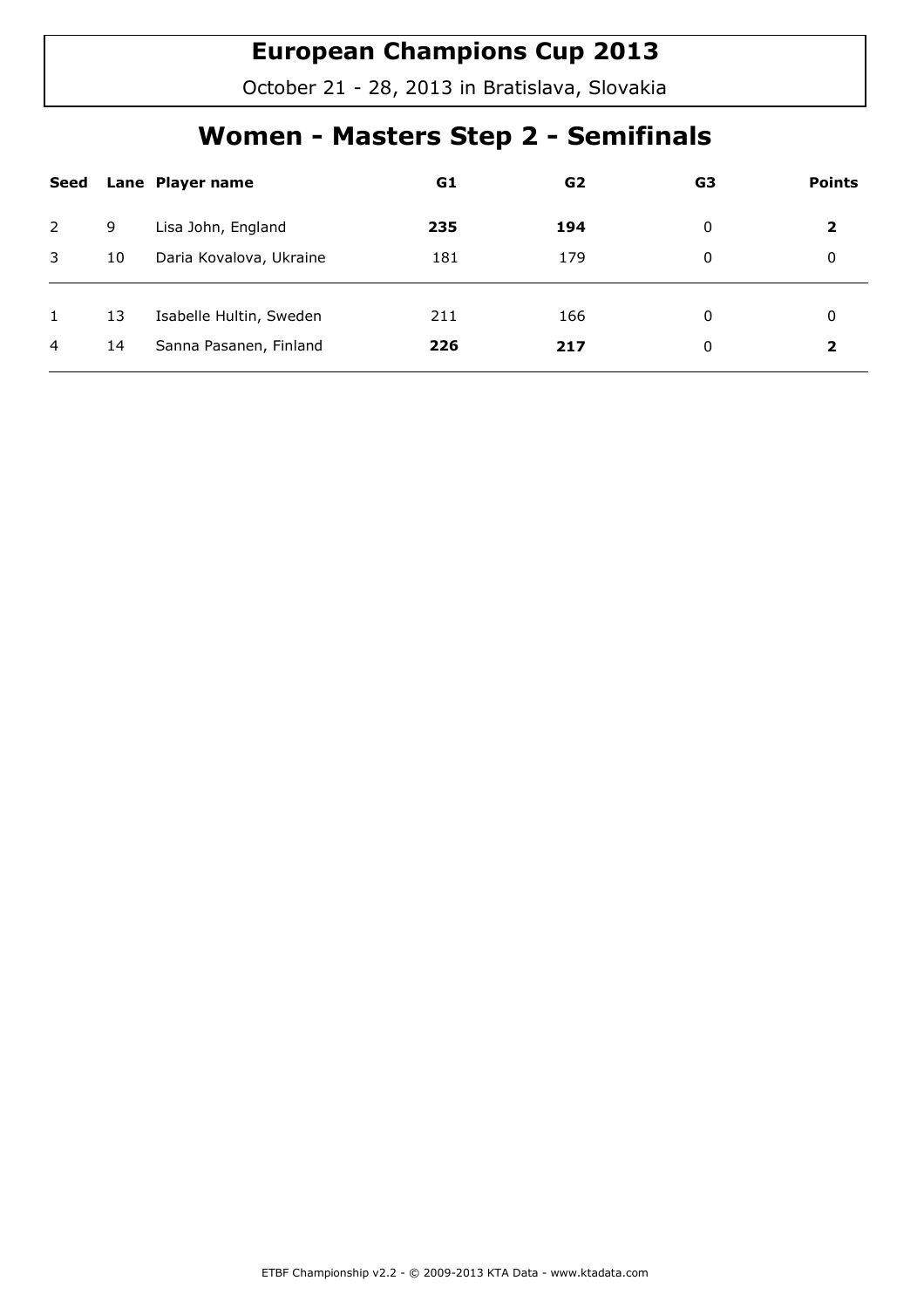**European Champions Cup 2013**

October 21 - 28, 2013 in Bratislava, Slovakia

# Women - Masters Step 2 - Semifinals

| Seed | Lane | Player name | G1 | G2 | G3 | Points |
|---|---|---|---|---|---|---|
| 2 | 9 | Lisa John, England | **235** | **194** | 0 | **2** |
| 3 | 10 | Daria Kovalova, Ukraine | 181 | 179 | 0 | 0 |
| 1 | 13 | Isabelle Hultin, Sweden | 211 | 166 | 0 | 0 |
| 4 | 14 | Sanna Pasanen, Finland | **226** | **217** | 0 | **2** |

ETBF Championship v2.2 - © 2009-2013 KTA Data - www.ktadata.com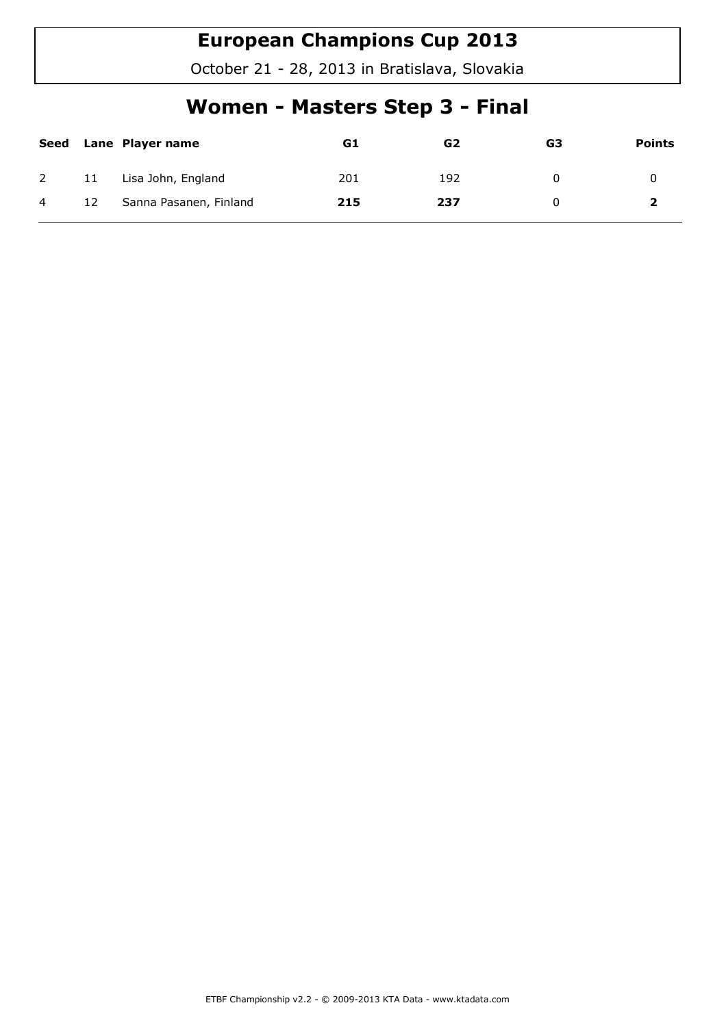# European Champions Cup 2013

October 21 - 28, 2013 in Bratislava, Slovakia

## Women - Masters Step 3 - Final

| Seed | Lane | Player name | G1 | G2 | G3 | Points |
|---|---|---|---|---|---|---|
| 2 | 11 | Lisa John, England | 201 | 192 | 0 | 0 |
| 4 | 12 | Sanna Pasanen, Finland | **215** | **237** | 0 | **2** |

ETBF Championship v2.2 - © 2009-2013 KTA Data - www.ktadata.com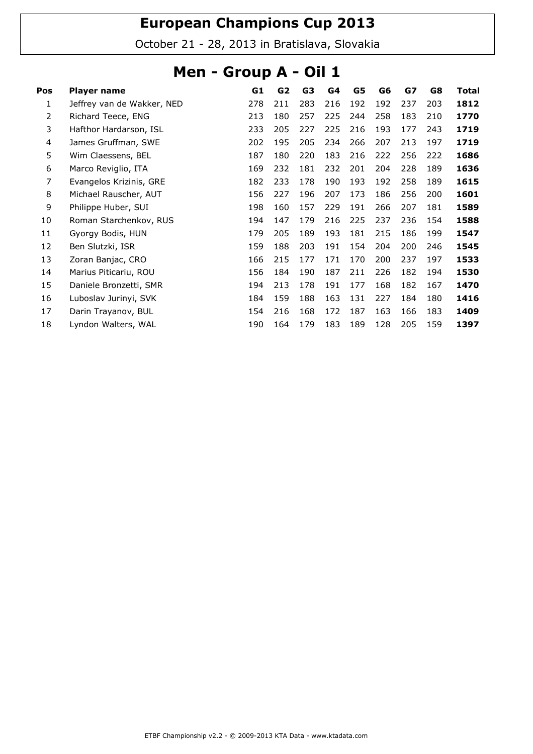# European Champions Cup 2013

October 21 - 28, 2013 in Bratislava, Slovakia

## Men - Group A - Oil 1

| Pos | Player name | G1 | G2 | G3 | G4 | G5 | G6 | G7 | G8 | Total |
|---|---|---|---|---|---|---|---|---|---|---|
| 1 | Jeffrey van de Wakker, NED | 278 | 211 | 283 | 216 | 192 | 192 | 237 | 203 | **1812** |
| 2 | Richard Teece, ENG | 213 | 180 | 257 | 225 | 244 | 258 | 183 | 210 | **1770** |
| 3 | Hafthor Hardarson, ISL | 233 | 205 | 227 | 225 | 216 | 193 | 177 | 243 | **1719** |
| 4 | James Gruffman, SWE | 202 | 195 | 205 | 234 | 266 | 207 | 213 | 197 | **1719** |
| 5 | Wim Claessens, BEL | 187 | 180 | 220 | 183 | 216 | 222 | 256 | 222 | **1686** |
| 6 | Marco Reviglio, ITA | 169 | 232 | 181 | 232 | 201 | 204 | 228 | 189 | **1636** |
| 7 | Evangelos Krizinis, GRE | 182 | 233 | 178 | 190 | 193 | 192 | 258 | 189 | **1615** |
| 8 | Michael Rauscher, AUT | 156 | 227 | 196 | 207 | 173 | 186 | 256 | 200 | **1601** |
| 9 | Philippe Huber, SUI | 198 | 160 | 157 | 229 | 191 | 266 | 207 | 181 | **1589** |
| 10 | Roman Starchenkov, RUS | 194 | 147 | 179 | 216 | 225 | 237 | 236 | 154 | **1588** |
| 11 | Gyorgy Bodis, HUN | 179 | 205 | 189 | 193 | 181 | 215 | 186 | 199 | **1547** |
| 12 | Ben Slutzki, ISR | 159 | 188 | 203 | 191 | 154 | 204 | 200 | 246 | **1545** |
| 13 | Zoran Banjac, CRO | 166 | 215 | 177 | 171 | 170 | 200 | 237 | 197 | **1533** |
| 14 | Marius Piticariu, ROU | 156 | 184 | 190 | 187 | 211 | 226 | 182 | 194 | **1530** |
| 15 | Daniele Bronzetti, SMR | 194 | 213 | 178 | 191 | 177 | 168 | 182 | 167 | **1470** |
| 16 | Luboslav Jurinyi, SVK | 184 | 159 | 188 | 163 | 131 | 227 | 184 | 180 | **1416** |
| 17 | Darin Trayanov, BUL | 154 | 216 | 168 | 172 | 187 | 163 | 166 | 183 | **1409** |
| 18 | Lyndon Walters, WAL | 190 | 164 | 179 | 183 | 189 | 128 | 205 | 159 | **1397** |

ETBF Championship v2.2 - © 2009-2013 KTA Data - www.ktadata.com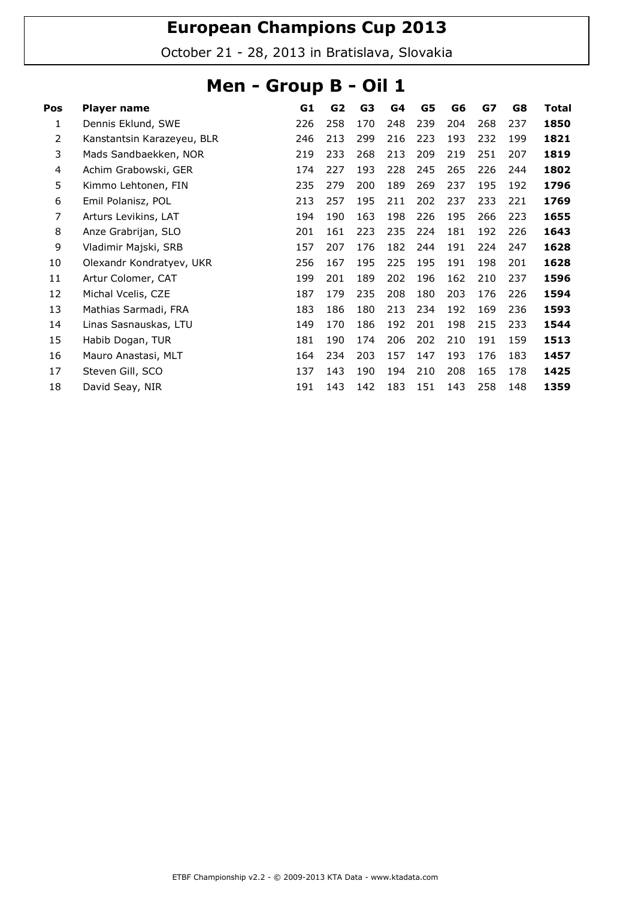# European Champions Cup 2013

October 21 - 28, 2013 in Bratislava, Slovakia

## Men - Group B - Oil 1

| Pos | Player name | G1 | G2 | G3 | G4 | G5 | G6 | G7 | G8 | Total |
|---|---|---|---|---|---|---|---|---|---|---|
| 1 | Dennis Eklund, SWE | 226 | 258 | 170 | 248 | 239 | 204 | 268 | 237 | **1850** |
| 2 | Kanstantsin Karazeyeu, BLR | 246 | 213 | 299 | 216 | 223 | 193 | 232 | 199 | **1821** |
| 3 | Mads Sandbaekken, NOR | 219 | 233 | 268 | 213 | 209 | 219 | 251 | 207 | **1819** |
| 4 | Achim Grabowski, GER | 174 | 227 | 193 | 228 | 245 | 265 | 226 | 244 | **1802** |
| 5 | Kimmo Lehtonen, FIN | 235 | 279 | 200 | 189 | 269 | 237 | 195 | 192 | **1796** |
| 6 | Emil Polanisz, POL | 213 | 257 | 195 | 211 | 202 | 237 | 233 | 221 | **1769** |
| 7 | Arturs Levikins, LAT | 194 | 190 | 163 | 198 | 226 | 195 | 266 | 223 | **1655** |
| 8 | Anze Grabrijan, SLO | 201 | 161 | 223 | 235 | 224 | 181 | 192 | 226 | **1643** |
| 9 | Vladimir Majski, SRB | 157 | 207 | 176 | 182 | 244 | 191 | 224 | 247 | **1628** |
| 10 | Olexandr Kondratyev, UKR | 256 | 167 | 195 | 225 | 195 | 191 | 198 | 201 | **1628** |
| 11 | Artur Colomer, CAT | 199 | 201 | 189 | 202 | 196 | 162 | 210 | 237 | **1596** |
| 12 | Michal Vcelis, CZE | 187 | 179 | 235 | 208 | 180 | 203 | 176 | 226 | **1594** |
| 13 | Mathias Sarmadi, FRA | 183 | 186 | 180 | 213 | 234 | 192 | 169 | 236 | **1593** |
| 14 | Linas Sasnauskas, LTU | 149 | 170 | 186 | 192 | 201 | 198 | 215 | 233 | **1544** |
| 15 | Habib Dogan, TUR | 181 | 190 | 174 | 206 | 202 | 210 | 191 | 159 | **1513** |
| 16 | Mauro Anastasi, MLT | 164 | 234 | 203 | 157 | 147 | 193 | 176 | 183 | **1457** |
| 17 | Steven Gill, SCO | 137 | 143 | 190 | 194 | 210 | 208 | 165 | 178 | **1425** |
| 18 | David Seay, NIR | 191 | 143 | 142 | 183 | 151 | 143 | 258 | 148 | **1359** |

ETBF Championship v2.2 - © 2009-2013 KTA Data - www.ktadata.com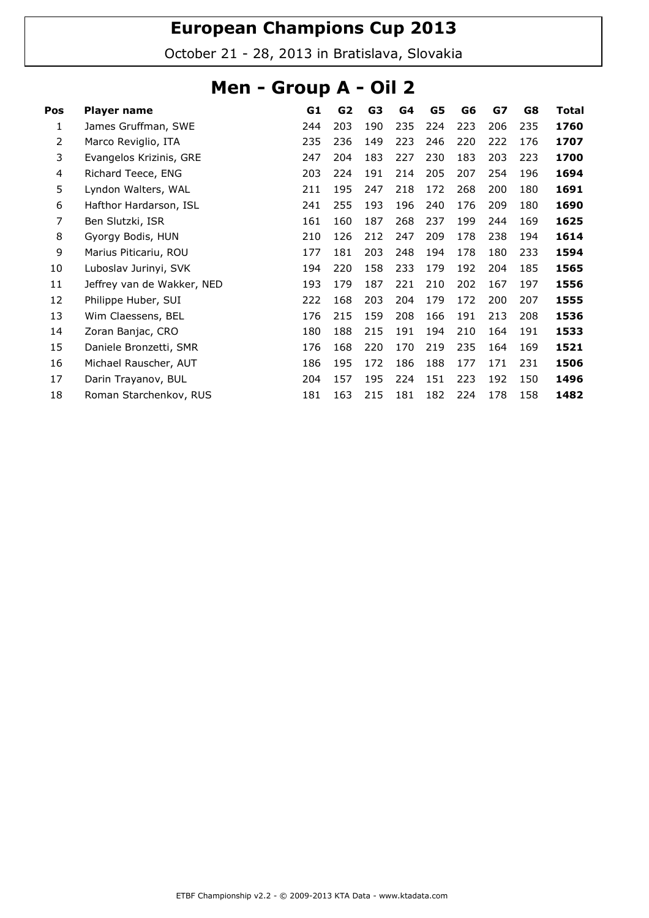# European Champions Cup 2013

October 21 - 28, 2013 in Bratislava, Slovakia

## Men - Group A - Oil 2

| Pos | Player name | G1 | G2 | G3 | G4 | G5 | G6 | G7 | G8 | Total |
|---|---|---|---|---|---|---|---|---|---|---|
| 1 | James Gruffman, SWE | 244 | 203 | 190 | 235 | 224 | 223 | 206 | 235 | **1760** |
| 2 | Marco Reviglio, ITA | 235 | 236 | 149 | 223 | 246 | 220 | 222 | 176 | **1707** |
| 3 | Evangelos Krizinis, GRE | 247 | 204 | 183 | 227 | 230 | 183 | 203 | 223 | **1700** |
| 4 | Richard Teece, ENG | 203 | 224 | 191 | 214 | 205 | 207 | 254 | 196 | **1694** |
| 5 | Lyndon Walters, WAL | 211 | 195 | 247 | 218 | 172 | 268 | 200 | 180 | **1691** |
| 6 | Hafthor Hardarson, ISL | 241 | 255 | 193 | 196 | 240 | 176 | 209 | 180 | **1690** |
| 7 | Ben Slutzki, ISR | 161 | 160 | 187 | 268 | 237 | 199 | 244 | 169 | **1625** |
| 8 | Gyorgy Bodis, HUN | 210 | 126 | 212 | 247 | 209 | 178 | 238 | 194 | **1614** |
| 9 | Marius Piticariu, ROU | 177 | 181 | 203 | 248 | 194 | 178 | 180 | 233 | **1594** |
| 10 | Luboslav Jurinyi, SVK | 194 | 220 | 158 | 233 | 179 | 192 | 204 | 185 | **1565** |
| 11 | Jeffrey van de Wakker, NED | 193 | 179 | 187 | 221 | 210 | 202 | 167 | 197 | **1556** |
| 12 | Philippe Huber, SUI | 222 | 168 | 203 | 204 | 179 | 172 | 200 | 207 | **1555** |
| 13 | Wim Claessens, BEL | 176 | 215 | 159 | 208 | 166 | 191 | 213 | 208 | **1536** |
| 14 | Zoran Banjac, CRO | 180 | 188 | 215 | 191 | 194 | 210 | 164 | 191 | **1533** |
| 15 | Daniele Bronzetti, SMR | 176 | 168 | 220 | 170 | 219 | 235 | 164 | 169 | **1521** |
| 16 | Michael Rauscher, AUT | 186 | 195 | 172 | 186 | 188 | 177 | 171 | 231 | **1506** |
| 17 | Darin Trayanov, BUL | 204 | 157 | 195 | 224 | 151 | 223 | 192 | 150 | **1496** |
| 18 | Roman Starchenkov, RUS | 181 | 163 | 215 | 181 | 182 | 224 | 178 | 158 | **1482** |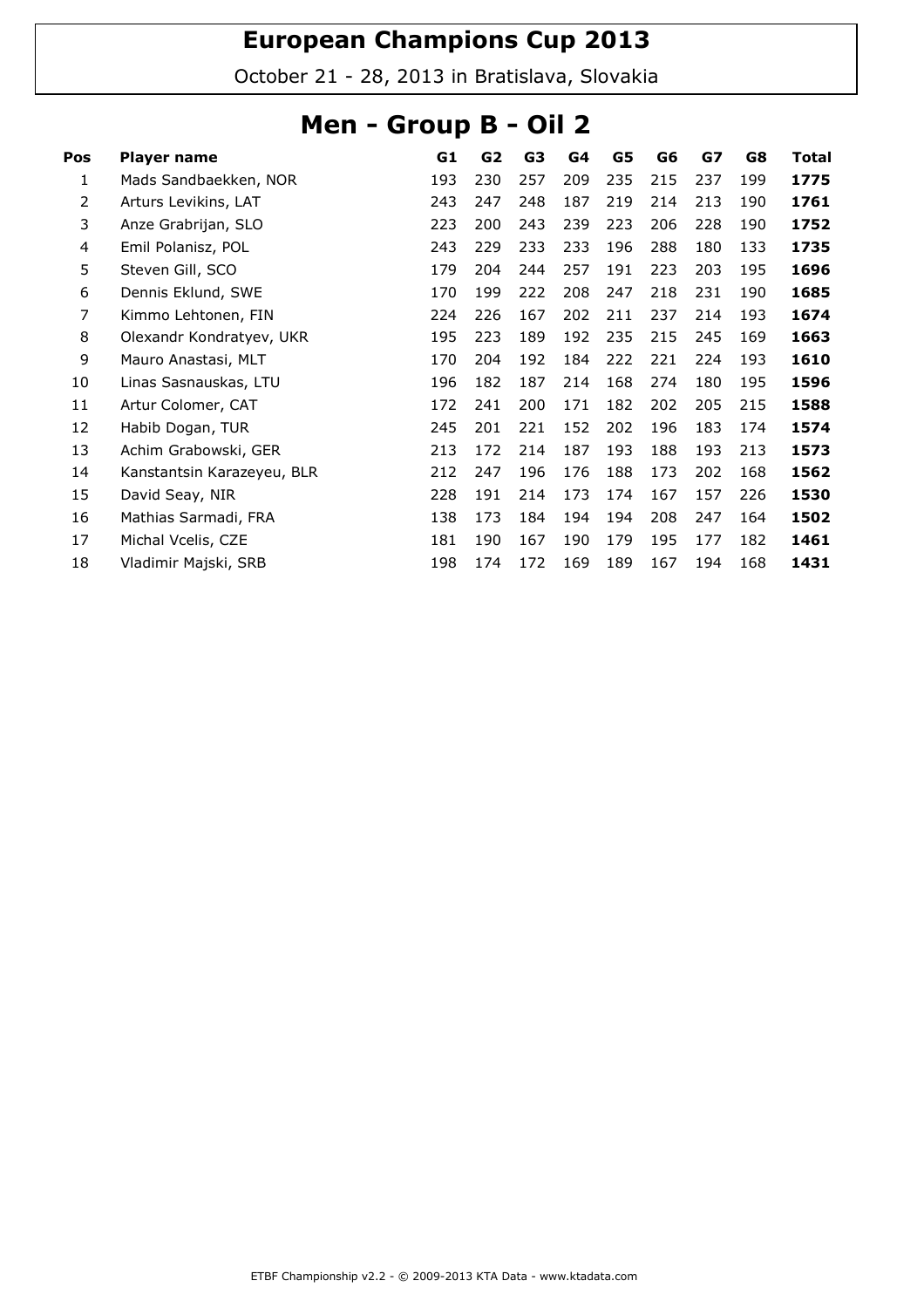# European Champions Cup 2013

October 21 - 28, 2013 in Bratislava, Slovakia

## Men - Group B - Oil 2

| Pos | Player name | G1 | G2 | G3 | G4 | G5 | G6 | G7 | G8 | Total |
|---|---|---|---|---|---|---|---|---|---|---|
| 1 | Mads Sandbaekken, NOR | 193 | 230 | 257 | 209 | 235 | 215 | 237 | 199 | **1775** |
| 2 | Arturs Levikins, LAT | 243 | 247 | 248 | 187 | 219 | 214 | 213 | 190 | **1761** |
| 3 | Anze Grabrijan, SLO | 223 | 200 | 243 | 239 | 223 | 206 | 228 | 190 | **1752** |
| 4 | Emil Polanisz, POL | 243 | 229 | 233 | 233 | 196 | 288 | 180 | 133 | **1735** |
| 5 | Steven Gill, SCO | 179 | 204 | 244 | 257 | 191 | 223 | 203 | 195 | **1696** |
| 6 | Dennis Eklund, SWE | 170 | 199 | 222 | 208 | 247 | 218 | 231 | 190 | **1685** |
| 7 | Kimmo Lehtonen, FIN | 224 | 226 | 167 | 202 | 211 | 237 | 214 | 193 | **1674** |
| 8 | Olexandr Kondratyev, UKR | 195 | 223 | 189 | 192 | 235 | 215 | 245 | 169 | **1663** |
| 9 | Mauro Anastasi, MLT | 170 | 204 | 192 | 184 | 222 | 221 | 224 | 193 | **1610** |
| 10 | Linas Sasnauskas, LTU | 196 | 182 | 187 | 214 | 168 | 274 | 180 | 195 | **1596** |
| 11 | Artur Colomer, CAT | 172 | 241 | 200 | 171 | 182 | 202 | 205 | 215 | **1588** |
| 12 | Habib Dogan, TUR | 245 | 201 | 221 | 152 | 202 | 196 | 183 | 174 | **1574** |
| 13 | Achim Grabowski, GER | 213 | 172 | 214 | 187 | 193 | 188 | 193 | 213 | **1573** |
| 14 | Kanstantsin Karazeyeu, BLR | 212 | 247 | 196 | 176 | 188 | 173 | 202 | 168 | **1562** |
| 15 | David Seay, NIR | 228 | 191 | 214 | 173 | 174 | 167 | 157 | 226 | **1530** |
| 16 | Mathias Sarmadi, FRA | 138 | 173 | 184 | 194 | 194 | 208 | 247 | 164 | **1502** |
| 17 | Michal Vcelis, CZE | 181 | 190 | 167 | 190 | 179 | 195 | 177 | 182 | **1461** |
| 18 | Vladimir Majski, SRB | 198 | 174 | 172 | 169 | 189 | 167 | 194 | 168 | **1431** |

ETBF Championship v2.2 - © 2009-2013 KTA Data - www.ktadata.com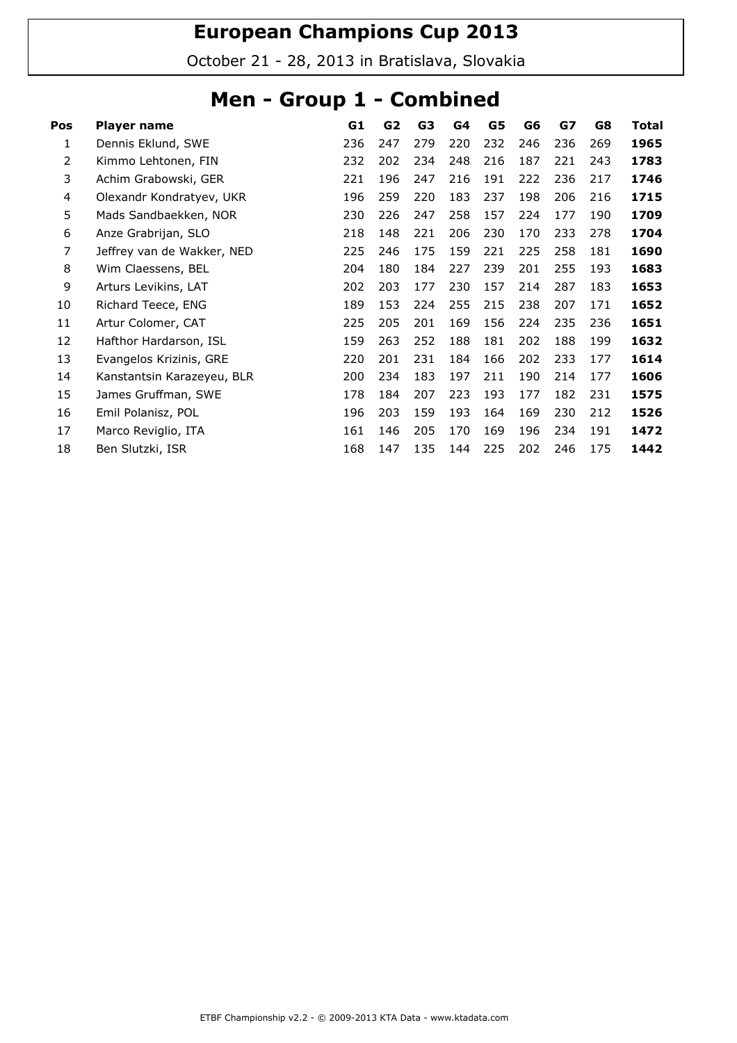# European Champions Cup 2013

October 21 - 28, 2013 in Bratislava, Slovakia

## Men - Group 1 - Combined

| Pos | Player name | G1 | G2 | G3 | G4 | G5 | G6 | G7 | G8 | Total |
|---|---|---|---|---|---|---|---|---|---|---|
| 1 | Dennis Eklund, SWE | 236 | 247 | 279 | 220 | 232 | 246 | 236 | 269 | **1965** |
| 2 | Kimmo Lehtonen, FIN | 232 | 202 | 234 | 248 | 216 | 187 | 221 | 243 | **1783** |
| 3 | Achim Grabowski, GER | 221 | 196 | 247 | 216 | 191 | 222 | 236 | 217 | **1746** |
| 4 | Olexandr Kondratyev, UKR | 196 | 259 | 220 | 183 | 237 | 198 | 206 | 216 | **1715** |
| 5 | Mads Sandbaekken, NOR | 230 | 226 | 247 | 258 | 157 | 224 | 177 | 190 | **1709** |
| 6 | Anze Grabrijan, SLO | 218 | 148 | 221 | 206 | 230 | 170 | 233 | 278 | **1704** |
| 7 | Jeffrey van de Wakker, NED | 225 | 246 | 175 | 159 | 221 | 225 | 258 | 181 | **1690** |
| 8 | Wim Claessens, BEL | 204 | 180 | 184 | 227 | 239 | 201 | 255 | 193 | **1683** |
| 9 | Arturs Levikins, LAT | 202 | 203 | 177 | 230 | 157 | 214 | 287 | 183 | **1653** |
| 10 | Richard Teece, ENG | 189 | 153 | 224 | 255 | 215 | 238 | 207 | 171 | **1652** |
| 11 | Artur Colomer, CAT | 225 | 205 | 201 | 169 | 156 | 224 | 235 | 236 | **1651** |
| 12 | Hafthor Hardarson, ISL | 159 | 263 | 252 | 188 | 181 | 202 | 188 | 199 | **1632** |
| 13 | Evangelos Krizinis, GRE | 220 | 201 | 231 | 184 | 166 | 202 | 233 | 177 | **1614** |
| 14 | Kanstantsin Karazeyeu, BLR | 200 | 234 | 183 | 197 | 211 | 190 | 214 | 177 | **1606** |
| 15 | James Gruffman, SWE | 178 | 184 | 207 | 223 | 193 | 177 | 182 | 231 | **1575** |
| 16 | Emil Polanisz, POL | 196 | 203 | 159 | 193 | 164 | 169 | 230 | 212 | **1526** |
| 17 | Marco Reviglio, ITA | 161 | 146 | 205 | 170 | 169 | 196 | 234 | 191 | **1472** |
| 18 | Ben Slutzki, ISR | 168 | 147 | 135 | 144 | 225 | 202 | 246 | 175 | **1442** |

ETBF Championship v2.2 - © 2009-2013 KTA Data - www.ktadata.com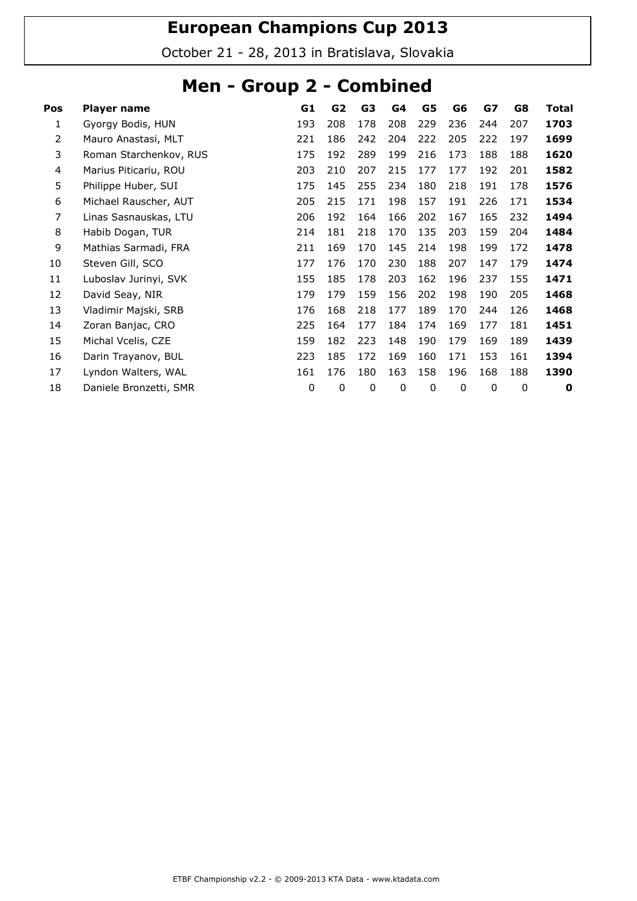# European Champions Cup 2013

October 21 - 28, 2013 in Bratislava, Slovakia

## Men - Group 2 - Combined

| Pos | Player name | G1 | G2 | G3 | G4 | G5 | G6 | G7 | G8 | Total |
|---|---|---|---|---|---|---|---|---|---|---|
| 1 | Gyorgy Bodis, HUN | 193 | 208 | 178 | 208 | 229 | 236 | 244 | 207 | **1703** |
| 2 | Mauro Anastasi, MLT | 221 | 186 | 242 | 204 | 222 | 205 | 222 | 197 | **1699** |
| 3 | Roman Starchenkov, RUS | 175 | 192 | 289 | 199 | 216 | 173 | 188 | 188 | **1620** |
| 4 | Marius Piticariu, ROU | 203 | 210 | 207 | 215 | 177 | 177 | 192 | 201 | **1582** |
| 5 | Philippe Huber, SUI | 175 | 145 | 255 | 234 | 180 | 218 | 191 | 178 | **1576** |
| 6 | Michael Rauscher, AUT | 205 | 215 | 171 | 198 | 157 | 191 | 226 | 171 | **1534** |
| 7 | Linas Sasnauskas, LTU | 206 | 192 | 164 | 166 | 202 | 167 | 165 | 232 | **1494** |
| 8 | Habib Dogan, TUR | 214 | 181 | 218 | 170 | 135 | 203 | 159 | 204 | **1484** |
| 9 | Mathias Sarmadi, FRA | 211 | 169 | 170 | 145 | 214 | 198 | 199 | 172 | **1478** |
| 10 | Steven Gill, SCO | 177 | 176 | 170 | 230 | 188 | 207 | 147 | 179 | **1474** |
| 11 | Luboslav Jurinyi, SVK | 155 | 185 | 178 | 203 | 162 | 196 | 237 | 155 | **1471** |
| 12 | David Seay, NIR | 179 | 179 | 159 | 156 | 202 | 198 | 190 | 205 | **1468** |
| 13 | Vladimir Majski, SRB | 176 | 168 | 218 | 177 | 189 | 170 | 244 | 126 | **1468** |
| 14 | Zoran Banjac, CRO | 225 | 164 | 177 | 184 | 174 | 169 | 177 | 181 | **1451** |
| 15 | Michal Vcelis, CZE | 159 | 182 | 223 | 148 | 190 | 179 | 169 | 189 | **1439** |
| 16 | Darin Trayanov, BUL | 223 | 185 | 172 | 169 | 160 | 171 | 153 | 161 | **1394** |
| 17 | Lyndon Walters, WAL | 161 | 176 | 180 | 163 | 158 | 196 | 168 | 188 | **1390** |
| 18 | Daniele Bronzetti, SMR | 0 | 0 | 0 | 0 | 0 | 0 | 0 | 0 | **0** |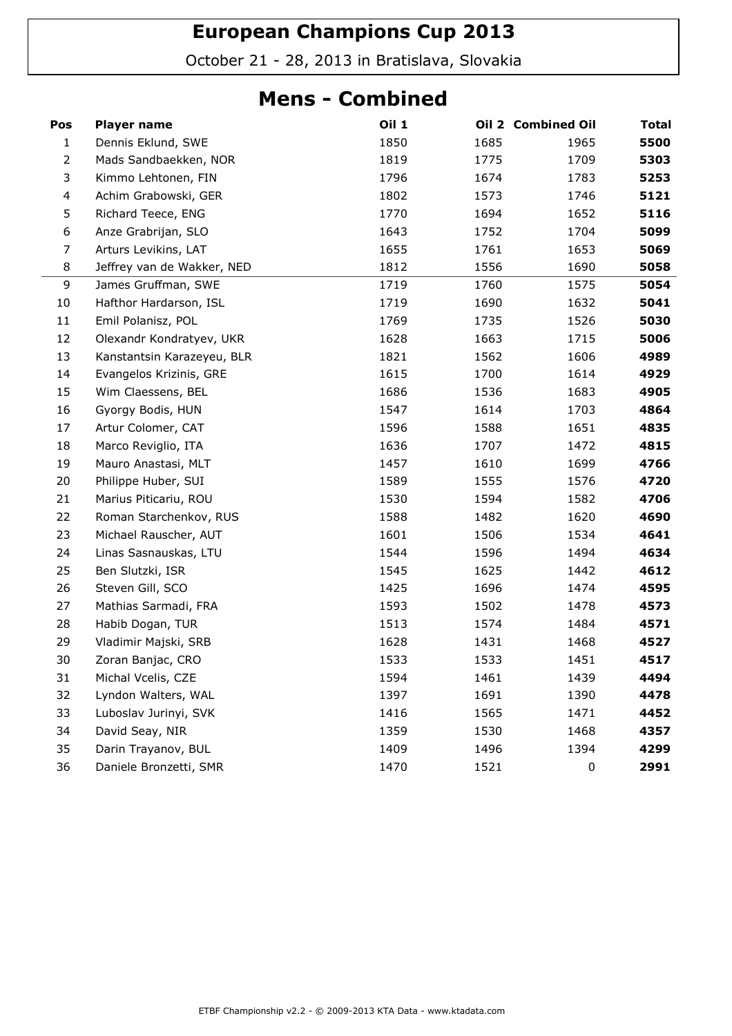# European Champions Cup 2013

October 21 - 28, 2013 in Bratislava, Slovakia

## Mens - Combined

| Pos | Player name | Oil 1 | Oil 2 | Combined Oil | Total |
|---|---|---|---|---|---|
| 1 | Dennis Eklund, SWE | 1850 | 1685 | 1965 | **5500** |
| 2 | Mads Sandbaekken, NOR | 1819 | 1775 | 1709 | **5303** |
| 3 | Kimmo Lehtonen, FIN | 1796 | 1674 | 1783 | **5253** |
| 4 | Achim Grabowski, GER | 1802 | 1573 | 1746 | **5121** |
| 5 | Richard Teece, ENG | 1770 | 1694 | 1652 | **5116** |
| 6 | Anze Grabrijan, SLO | 1643 | 1752 | 1704 | **5099** |
| 7 | Arturs Levikins, LAT | 1655 | 1761 | 1653 | **5069** |
| 8 | Jeffrey van de Wakker, NED | 1812 | 1556 | 1690 | **5058** |
| 9 | James Gruffman, SWE | 1719 | 1760 | 1575 | **5054** |
| 10 | Hafthor Hardarson, ISL | 1719 | 1690 | 1632 | **5041** |
| 11 | Emil Polanisz, POL | 1769 | 1735 | 1526 | **5030** |
| 12 | Olexandr Kondratyev, UKR | 1628 | 1663 | 1715 | **5006** |
| 13 | Kanstantsin Karazeyeu, BLR | 1821 | 1562 | 1606 | **4989** |
| 14 | Evangelos Krizinis, GRE | 1615 | 1700 | 1614 | **4929** |
| 15 | Wim Claessens, BEL | 1686 | 1536 | 1683 | **4905** |
| 16 | Gyorgy Bodis, HUN | 1547 | 1614 | 1703 | **4864** |
| 17 | Artur Colomer, CAT | 1596 | 1588 | 1651 | **4835** |
| 18 | Marco Reviglio, ITA | 1636 | 1707 | 1472 | **4815** |
| 19 | Mauro Anastasi, MLT | 1457 | 1610 | 1699 | **4766** |
| 20 | Philippe Huber, SUI | 1589 | 1555 | 1576 | **4720** |
| 21 | Marius Piticariu, ROU | 1530 | 1594 | 1582 | **4706** |
| 22 | Roman Starchenkov, RUS | 1588 | 1482 | 1620 | **4690** |
| 23 | Michael Rauscher, AUT | 1601 | 1506 | 1534 | **4641** |
| 24 | Linas Sasnauskas, LTU | 1544 | 1596 | 1494 | **4634** |
| 25 | Ben Slutzki, ISR | 1545 | 1625 | 1442 | **4612** |
| 26 | Steven Gill, SCO | 1425 | 1696 | 1474 | **4595** |
| 27 | Mathias Sarmadi, FRA | 1593 | 1502 | 1478 | **4573** |
| 28 | Habib Dogan, TUR | 1513 | 1574 | 1484 | **4571** |
| 29 | Vladimir Majski, SRB | 1628 | 1431 | 1468 | **4527** |
| 30 | Zoran Banjac, CRO | 1533 | 1533 | 1451 | **4517** |
| 31 | Michal Vcelis, CZE | 1594 | 1461 | 1439 | **4494** |
| 32 | Lyndon Walters, WAL | 1397 | 1691 | 1390 | **4478** |
| 33 | Luboslav Jurinyi, SVK | 1416 | 1565 | 1471 | **4452** |
| 34 | David Seay, NIR | 1359 | 1530 | 1468 | **4357** |
| 35 | Darin Trayanov, BUL | 1409 | 1496 | 1394 | **4299** |
| 36 | Daniele Bronzetti, SMR | 1470 | 1521 | 0 | **2991** |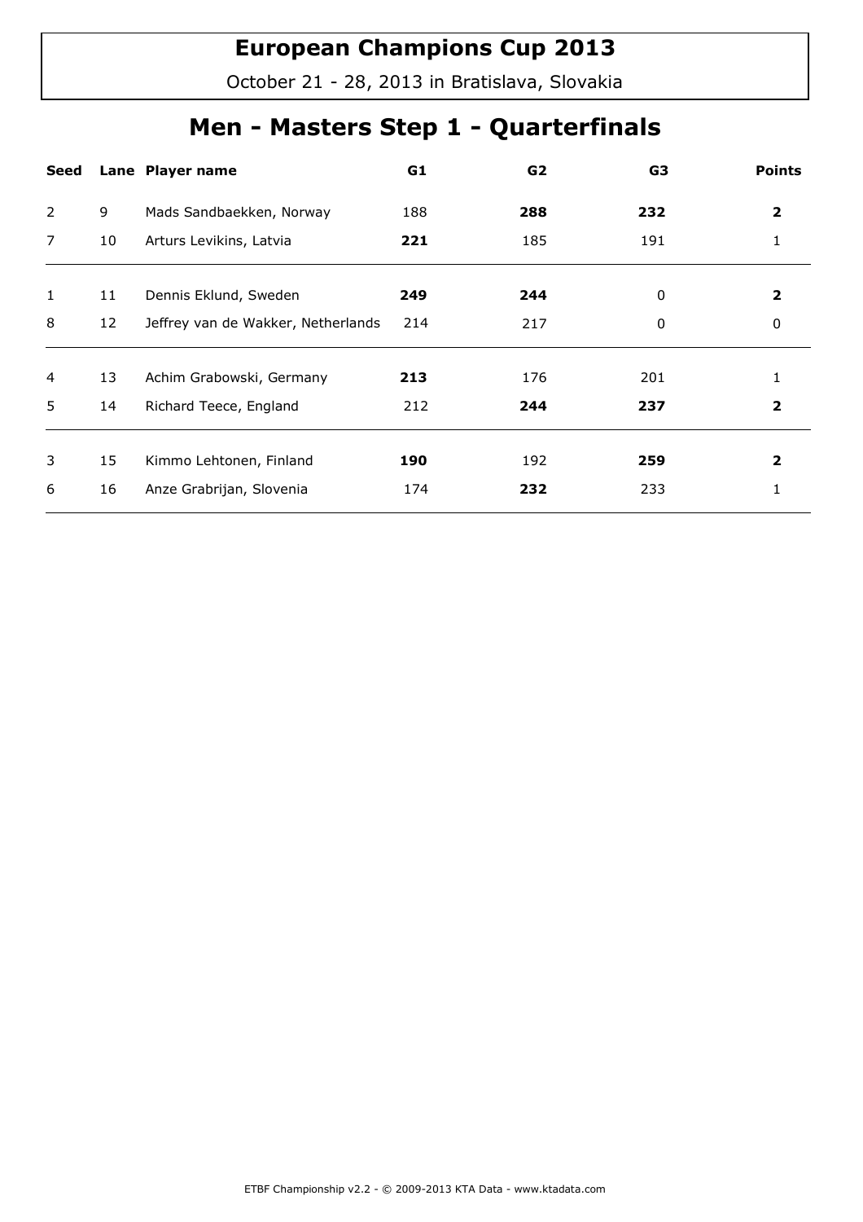# European Champions Cup 2013

October 21 - 28, 2013 in Bratislava, Slovakia

## Men - Masters Step 1 - Quarterfinals

| Seed | Lane | Player name | G1 | G2 | G3 | Points |
|---|---|---|---|---|---|---|
| 2 | 9 | Mads Sandbaekken, Norway | 188 | **288** | **232** | **2** |
| 7 | 10 | Arturs Levikins, Latvia | **221** | 185 | 191 | 1 |
| 1 | 11 | Dennis Eklund, Sweden | **249** | **244** | 0 | **2** |
| 8 | 12 | Jeffrey van de Wakker, Netherlands | 214 | 217 | 0 | 0 |
| 4 | 13 | Achim Grabowski, Germany | **213** | 176 | 201 | 1 |
| 5 | 14 | Richard Teece, England | 212 | **244** | **237** | **2** |
| 3 | 15 | Kimmo Lehtonen, Finland | **190** | 192 | **259** | **2** |
| 6 | 16 | Anze Grabrijan, Slovenia | 174 | **232** | 233 | 1 |

ETBF Championship v2.2 - © 2009-2013 KTA Data - www.ktadata.com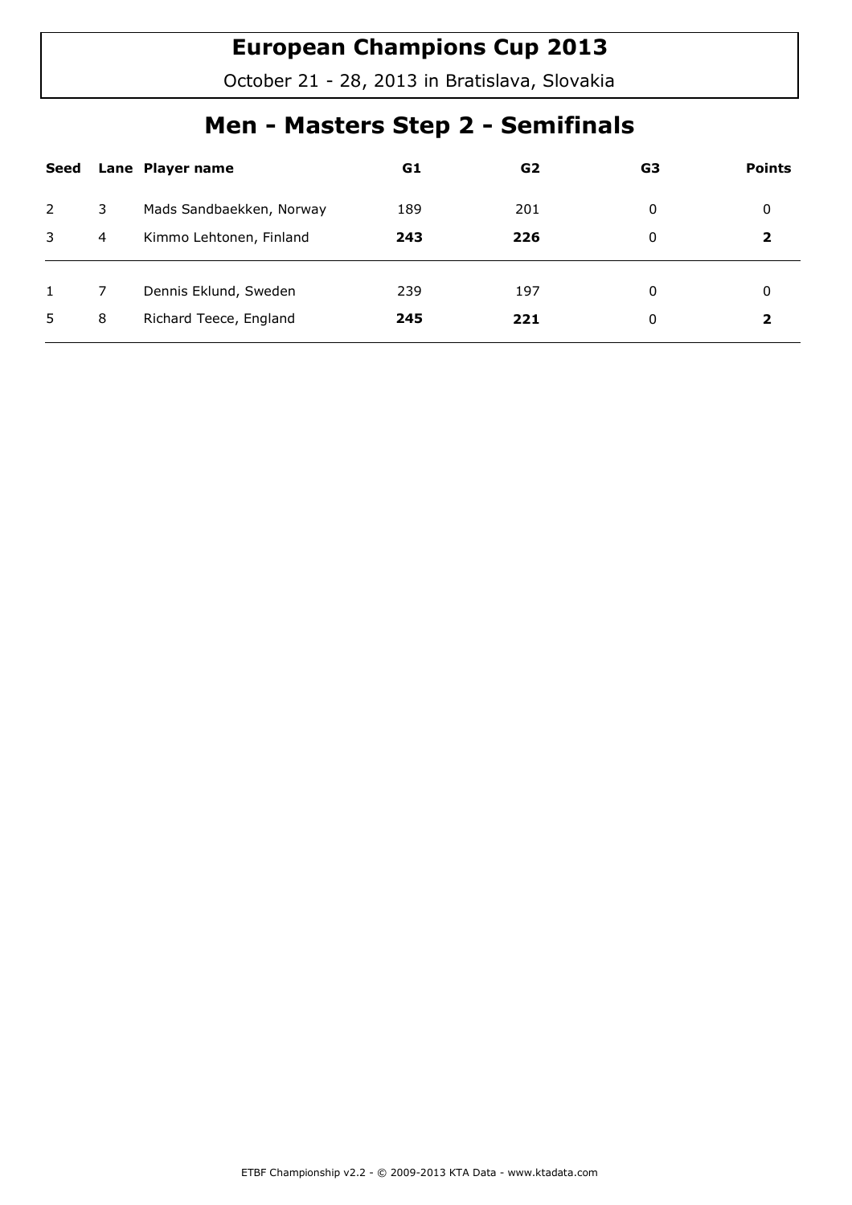# European Champions Cup 2013

October 21 - 28, 2013 in Bratislava, Slovakia

## Men - Masters Step 2 - Semifinals

| Seed | Lane | Player name | G1 | G2 | G3 | Points |
|---|---|---|---|---|---|---|
| 2 | 3 | Mads Sandbaekken, Norway | 189 | 201 | 0 | 0 |
| 3 | 4 | Kimmo Lehtonen, Finland | **243** | **226** | 0 | **2** |
| 1 | 7 | Dennis Eklund, Sweden | 239 | 197 | 0 | 0 |
| 5 | 8 | Richard Teece, England | **245** | **221** | 0 | **2** |

ETBF Championship v2.2 - © 2009-2013 KTA Data - www.ktadata.com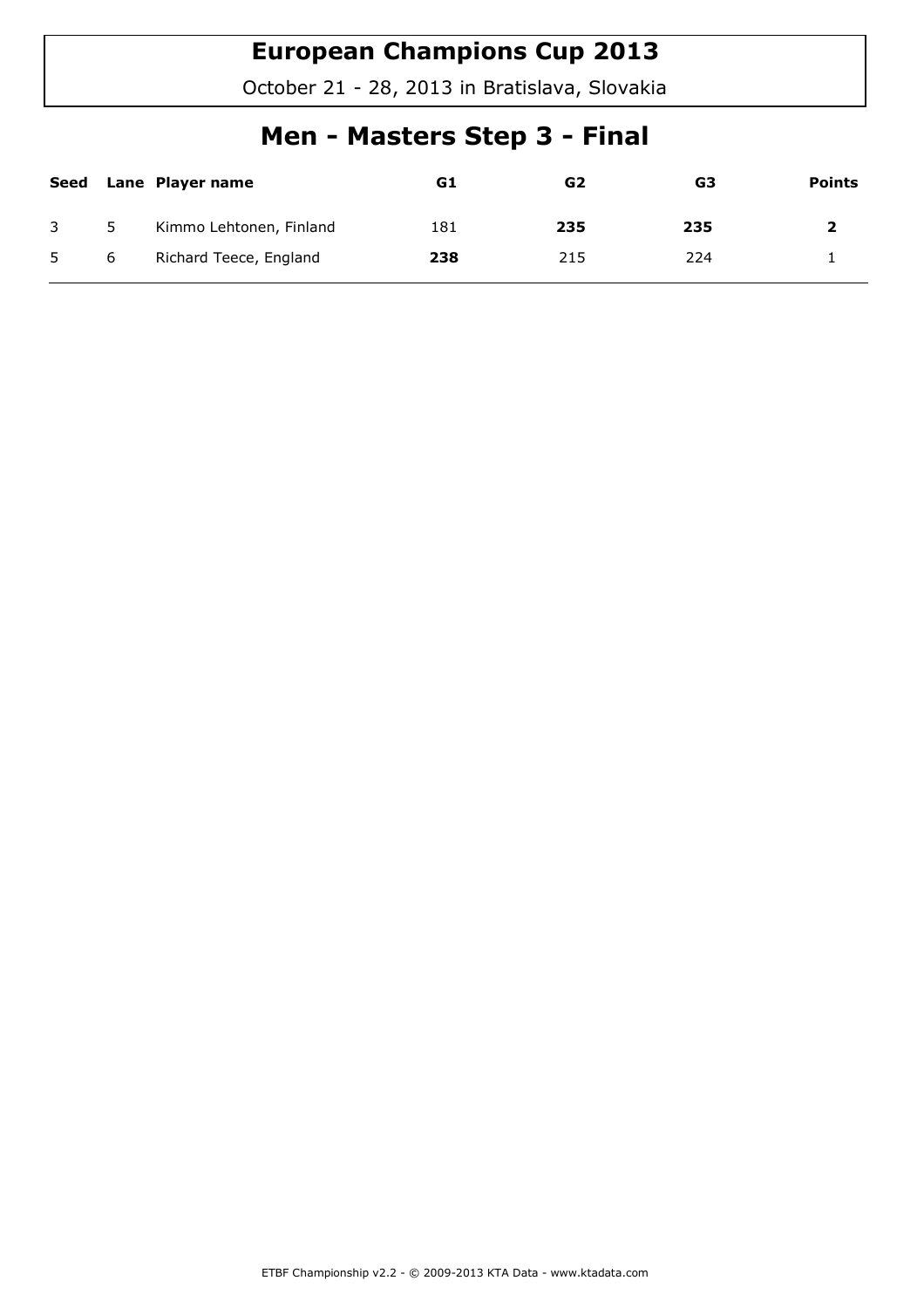# European Champions Cup 2013

October 21 - 28, 2013 in Bratislava, Slovakia

## Men - Masters Step 3 - Final

| Seed | Lane | Player name | G1 | G2 | G3 | Points |
|---|---|---|---|---|---|---|
| 3 | 5 | Kimmo Lehtonen, Finland | 181 | **235** | **235** | **2** |
| 5 | 6 | Richard Teece, England | **238** | 215 | 224 | 1 |

ETBF Championship v2.2 - © 2009-2013 KTA Data - www.ktadata.com